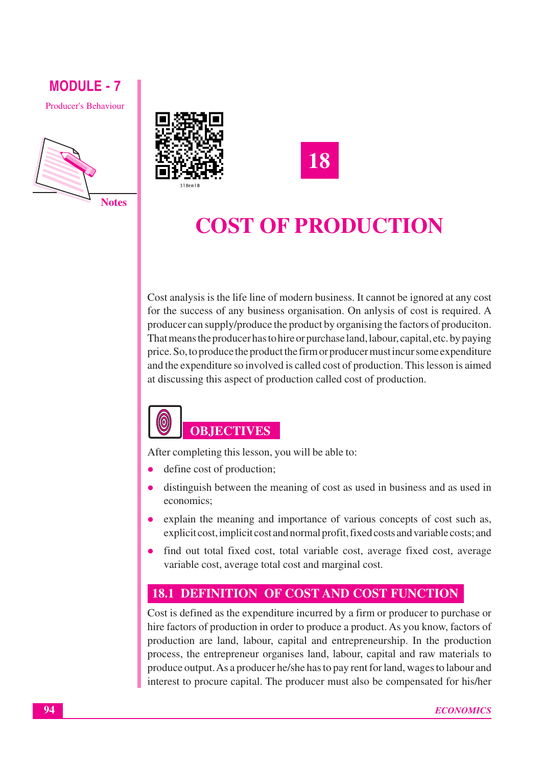# 18

# COST OF PRODUCTION

Cost analysis is the life line of modern business. It cannot be ignored at any cost for the success of any business organisation. On anlysis of cost is required. A producer can supply/produce the product by organising the factors of produciton. That means the producer has to hire or purchase land, labour, capital, etc. by paying price. So, to produce the product the firm or producer must incur some expenditure and the expenditure so involved is called cost of production. This lesson is aimed at discussing this aspect of production called cost of production.

## OBJECTIVES

After completing this lesson, you will be able to:

- define cost of production;
- distinguish between the meaning of cost as used in business and as used in economics;
- explain the meaning and importance of various concepts of cost such as, explicit cost, implicit cost and normal profit, fixed costs and variable costs; and
- find out total fixed cost, total variable cost, average fixed cost, average variable cost, average total cost and marginal cost.

## 18.1 DEFINITION OF COST AND COST FUNCTION

Cost is defined as the expenditure incurred by a firm or producer to purchase or hire factors of production in order to produce a product. As you know, factors of production are land, labour, capital and entrepreneurship. In the production process, the entrepreneur organises land, labour, capital and raw materials to produce output. As a producer he/she has to pay rent for land, wages to labour and interest to procure capital. The producer must also be compensated for his/her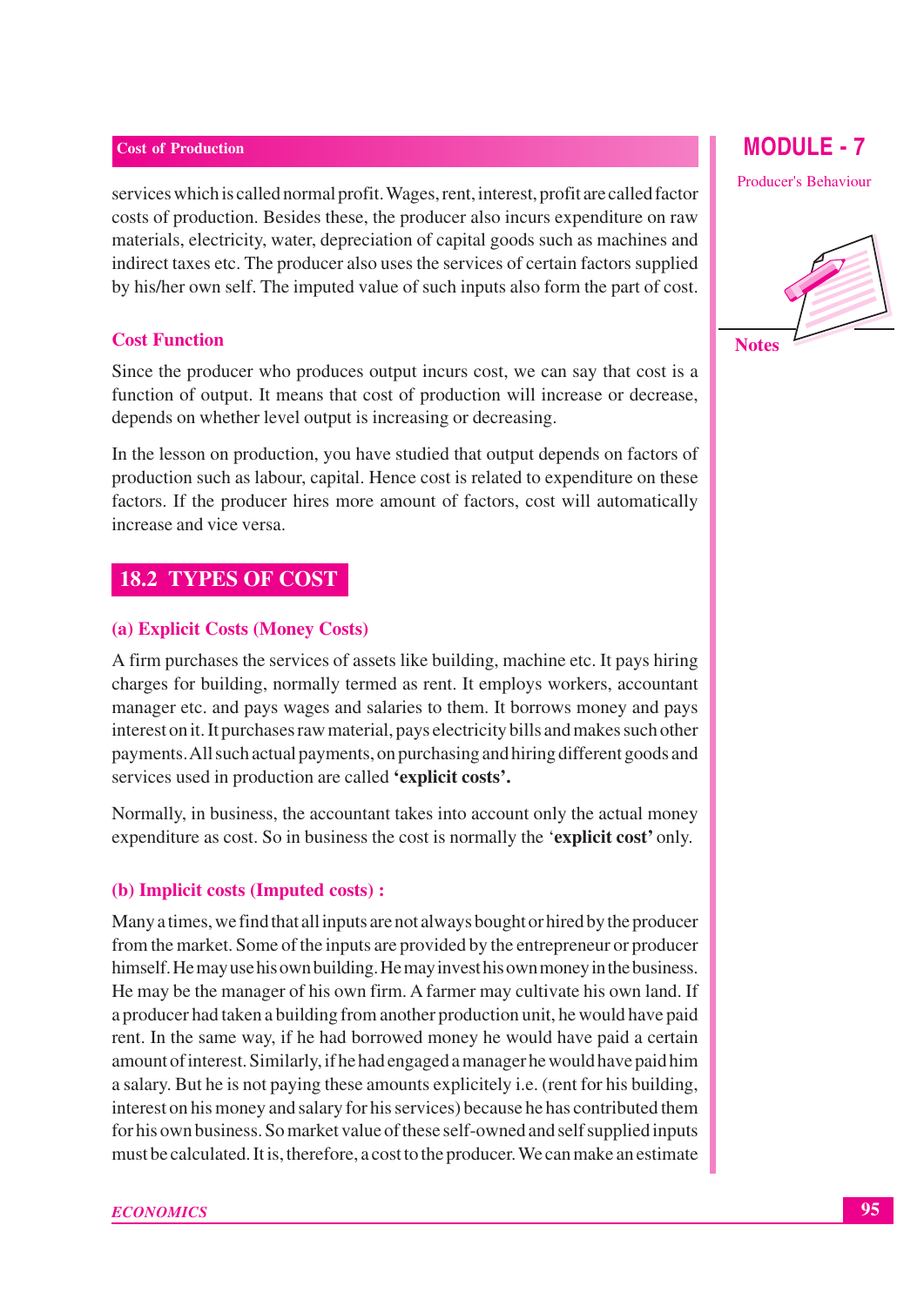services which is called normal profit. Wages, rent, interest, profit are called factor costs of production. Besides these, the producer also incurs expenditure on raw materials, electricity, water, depreciation of capital goods such as machines and indirect taxes etc. The producer also uses the services of certain factors supplied by his/her own self. The imputed value of such inputs also form the part of cost.

### Cost Function

Since the producer who produces output incurs cost, we can say that cost is a function of output. It means that cost of production will increase or decrease, depends on whether level output is increasing or decreasing.

In the lesson on production, you have studied that output depends on factors of production such as labour, capital. Hence cost is related to expenditure on these factors. If the producer hires more amount of factors, cost will automatically increase and vice versa.

## 18.2 TYPES OF COST

### (a) Explicit Costs (Money Costs)

A firm purchases the services of assets like building, machine etc. It pays hiring charges for building, normally termed as rent. It employs workers, accountant manager etc. and pays wages and salaries to them. It borrows money and pays interest on it. It purchases raw material, pays electricity bills and makes such other payments. All such actual payments, on purchasing and hiring different goods and services used in production are called **'explicit costs'.**

Normally, in business, the accountant takes into account only the actual money expenditure as cost. So in business the cost is normally the '**explicit cost'** only.

### (b) Implicit costs (Imputed costs) :

Many a times, we find that all inputs are not always bought or hired by the producer from the market. Some of the inputs are provided by the entrepreneur or producer himself. He may use his own building. He may invest his own money in the business. He may be the manager of his own firm. A farmer may cultivate his own land. If a producer had taken a building from another production unit, he would have paid rent. In the same way, if he had borrowed money he would have paid a certain amount of interest. Similarly, if he had engaged a manager he would have paid him a salary. But he is not paying these amounts explicitely i.e. (rent for his building, interest on his money and salary for his services) because he has contributed them for his own business. So market value of these self-owned and self supplied inputs must be calculated. It is, therefore, a cost to the producer. We can make an estimate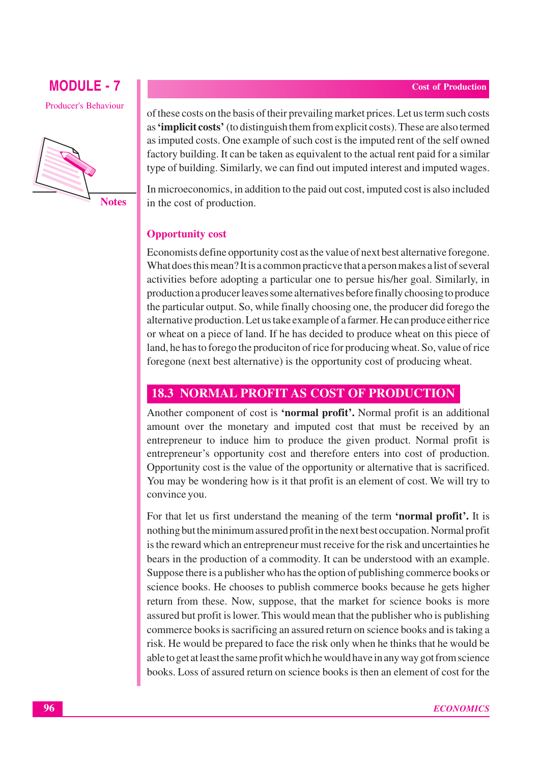of these costs on the basis of their prevailing market prices. Let us term such costs as **'implicit costs'** (to distinguish them from explicit costs). These are also termed as imputed costs. One example of such cost is the imputed rent of the self owned factory building. It can be taken as equivalent to the actual rent paid for a similar type of building. Similarly, we can find out imputed interest and imputed wages.

In microeconomics, in addition to the paid out cost, imputed cost is also included in the cost of production.

### Opportunity cost

Economists define opportunity cost as the value of next best alternative foregone. What does this mean? It is a common practicve that a person makes a list of several activities before adopting a particular one to persue his/her goal. Similarly, in production a producer leaves some alternatives before finally choosing to produce the particular output. So, while finally choosing one, the producer did forego the alternative production. Let us take example of a farmer. He can produce either rice or wheat on a piece of land. If he has decided to produce wheat on this piece of land, he has to forego the produciton of rice for producing wheat. So, value of rice foregone (next best alternative) is the opportunity cost of producing wheat.

## 18.3 NORMAL PROFIT AS COST OF PRODUCTION

Another component of cost is **'normal profit'.** Normal profit is an additional amount over the monetary and imputed cost that must be received by an entrepreneur to induce him to produce the given product. Normal profit is entrepreneur's opportunity cost and therefore enters into cost of production. Opportunity cost is the value of the opportunity or alternative that is sacrificed. You may be wondering how is it that profit is an element of cost. We will try to convince you.

For that let us first understand the meaning of the term **'normal profit'.** It is nothing but the minimum assured profit in the next best occupation. Normal profit is the reward which an entrepreneur must receive for the risk and uncertainties he bears in the production of a commodity. It can be understood with an example. Suppose there is a publisher who has the option of publishing commerce books or science books. He chooses to publish commerce books because he gets higher return from these. Now, suppose, that the market for science books is more assured but profit is lower. This would mean that the publisher who is publishing commerce books is sacrificing an assured return on science books and is taking a risk. He would be prepared to face the risk only when he thinks that he would be able to get at least the same profit which he would have in any way got from science books. Loss of assured return on science books is then an element of cost for the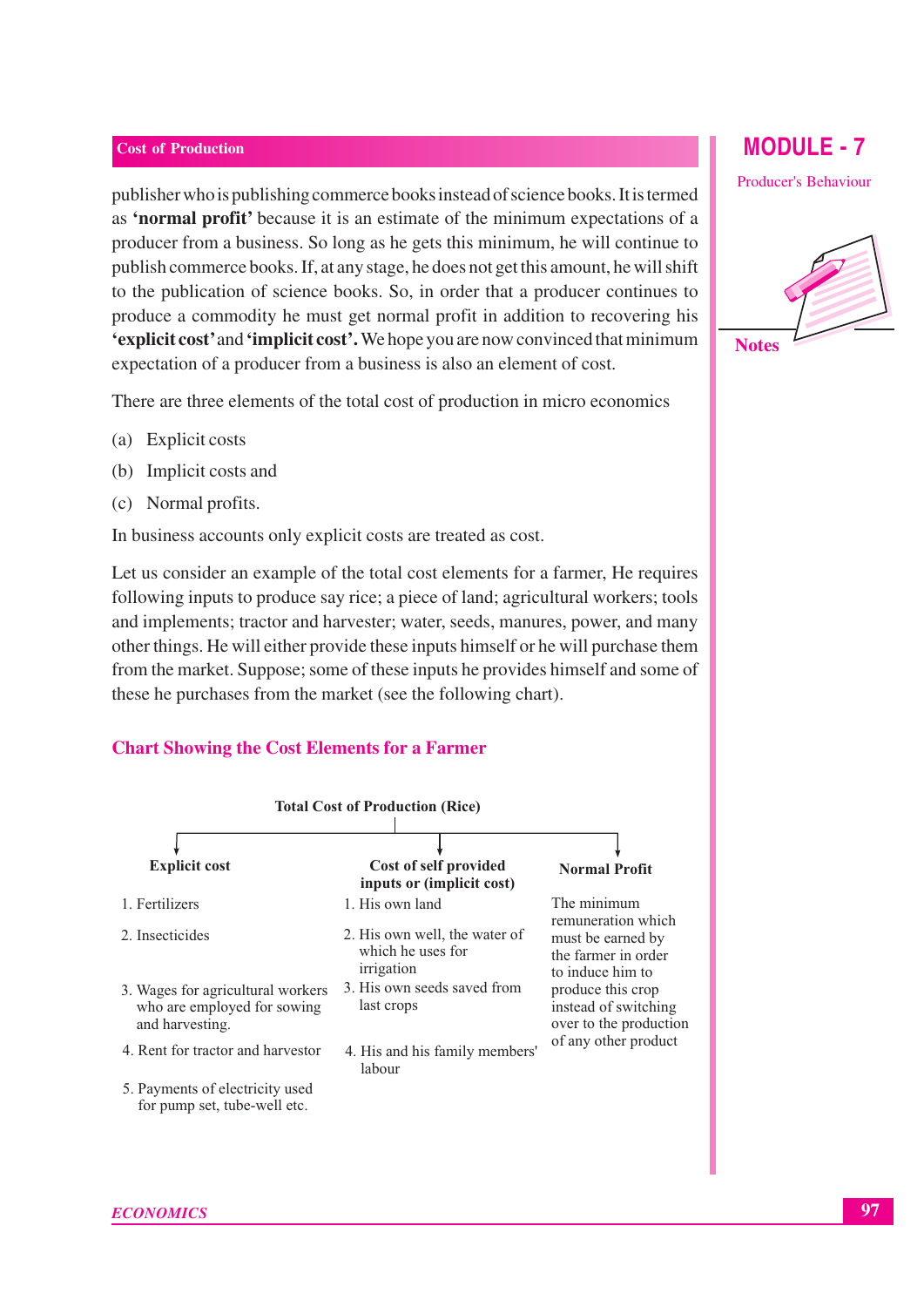publisher who is publishing commerce books instead of science books. It is termed as **'normal profit'** because it is an estimate of the minimum expectations of a producer from a business. So long as he gets this minimum, he will continue to publish commerce books. If, at any stage, he does not get this amount, he will shift to the publication of science books. So, in order that a producer continues to produce a commodity he must get normal profit in addition to recovering his **'explicit cost'** and **'implicit cost'.** We hope you are now convinced that minimum expectation of a producer from a business is also an element of cost.

There are three elements of the total cost of production in micro economics

(a) Explicit costs

(b) Implicit costs and

(c) Normal profits.

In business accounts only explicit costs are treated as cost.

Let us consider an example of the total cost elements for a farmer, He requires following inputs to produce say rice; a piece of land; agricultural workers; tools and implements; tractor and harvester; water, seeds, manures, power, and many other things. He will either provide these inputs himself or he will purchase them from the market. Suppose; some of these inputs he provides himself and some of these he purchases from the market (see the following chart).

## Chart Showing the Cost Elements for a Farmer

**Total Cost of Production (Rice)**

| Explicit cost | Cost of self provided inputs or (implicit cost) | Normal Profit |
|---|---|---|
| 1. Fertilizers | 1. His own land | The minimum remuneration which must be earned by the farmer in order to induce him to produce this crop instead of switching over to the production of any other product |
| 2. Insecticides | 2. His own well, the water of which he uses for irrigation | |
| 3. Wages for agricultural workers who are employed for sowing and harvesting. | 3. His own seeds saved from last crops | |
| 4. Rent for tractor and harvestor | 4. His and his family members' labour | |
| 5. Payments of electricity used for pump set, tube-well etc. | | |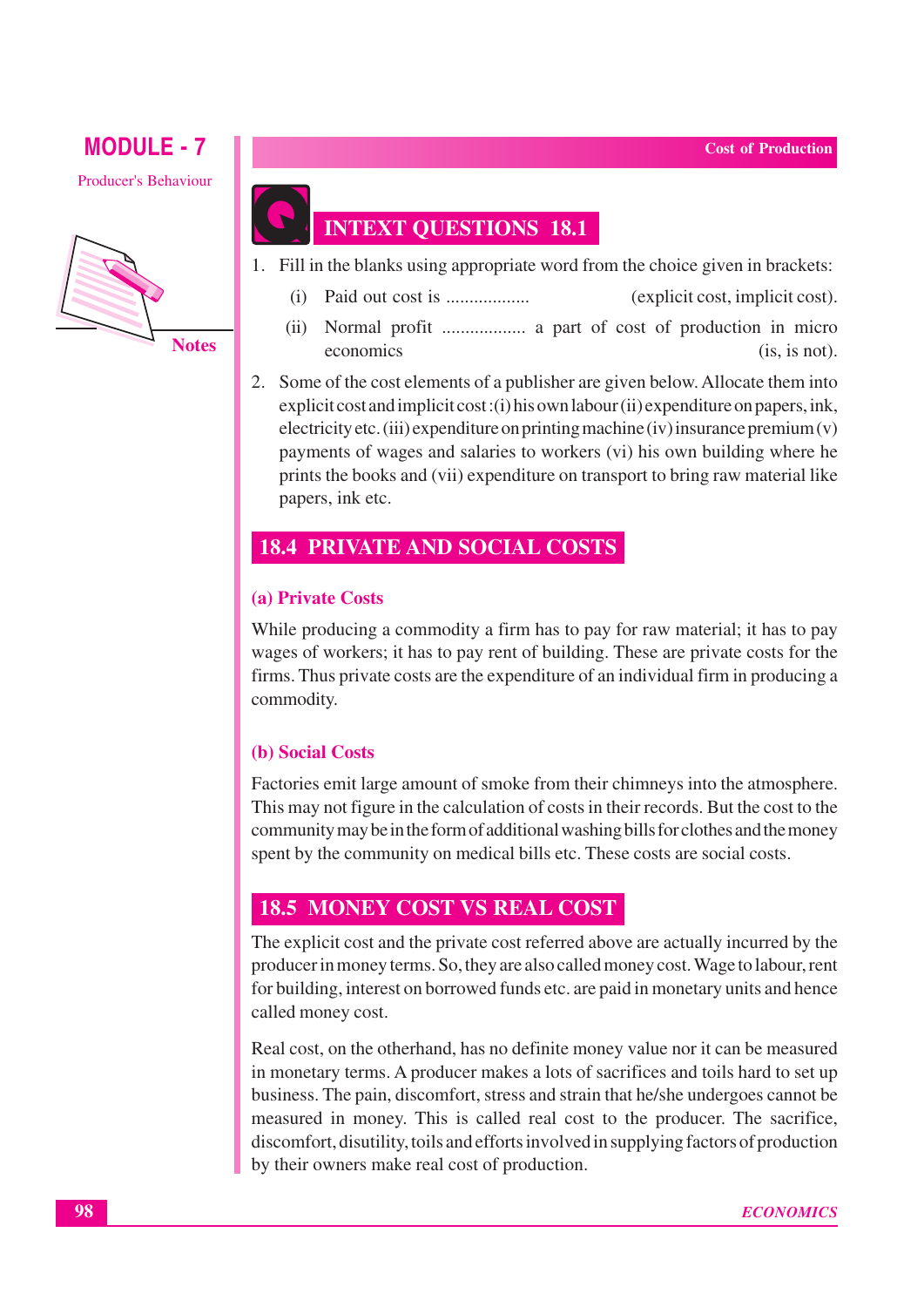## INTEXT QUESTIONS 18.1

1. Fill in the blanks using appropriate word from the choice given in brackets:
   - (i) Paid out cost is .................. (explicit cost, implicit cost).
   - (ii) Normal profit .................. a part of cost of production in micro economics (is, is not).
2. Some of the cost elements of a publisher are given below. Allocate them into explicit cost and implicit cost: (i) his own labour (ii) expenditure on papers, ink, electricity etc. (iii) expenditure on printing machine (iv) insurance premium (v) payments of wages and salaries to workers (vi) his own building where he prints the books and (vii) expenditure on transport to bring raw material like papers, ink etc.

## 18.4 PRIVATE AND SOCIAL COSTS

### (a) Private Costs

While producing a commodity a firm has to pay for raw material; it has to pay wages of workers; it has to pay rent of building. These are private costs for the firms. Thus private costs are the expenditure of an individual firm in producing a commodity.

### (b) Social Costs

Factories emit large amount of smoke from their chimneys into the atmosphere. This may not figure in the calculation of costs in their records. But the cost to the community may be in the form of additional washing bills for clothes and the money spent by the community on medical bills etc. These costs are social costs.

## 18.5 MONEY COST VS REAL COST

The explicit cost and the private cost referred above are actually incurred by the producer in money terms. So, they are also called money cost. Wage to labour, rent for building, interest on borrowed funds etc. are paid in monetary units and hence called money cost.

Real cost, on the otherhand, has no definite money value nor it can be measured in monetary terms. A producer makes a lots of sacrifices and toils hard to set up business. The pain, discomfort, stress and strain that he/she undergoes cannot be measured in money. This is called real cost to the producer. The sacrifice, discomfort, disutility, toils and efforts involved in supplying factors of production by their owners make real cost of production.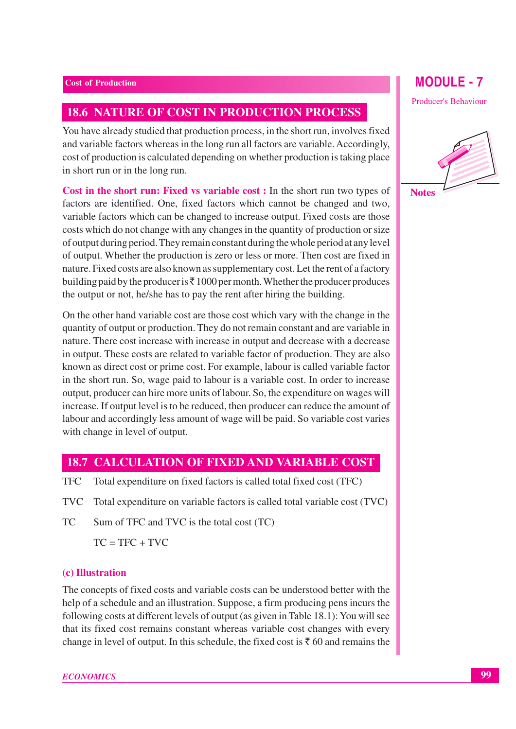## 18.6 NATURE OF COST IN PRODUCTION PROCESS

You have already studied that production process, in the short run, involves fixed and variable factors whereas in the long run all factors are variable. Accordingly, cost of production is calculated depending on whether production is taking place in short run or in the long run.

**Cost in the short run: Fixed vs variable cost :** In the short run two types of factors are identified. One, fixed factors which cannot be changed and two, variable factors which can be changed to increase output. Fixed costs are those costs which do not change with any changes in the quantity of production or size of output during period. They remain constant during the whole period at any level of output. Whether the production is zero or less or more. Then cost are fixed in nature. Fixed costs are also known as supplementary cost. Let the rent of a factory building paid by the producer is ₹ 1000 per month. Whether the producer produces the output or not, he/she has to pay the rent after hiring the building.

On the other hand variable cost are those cost which vary with the change in the quantity of output or production. They do not remain constant and are variable in nature. There cost increase with increase in output and decrease with a decrease in output. These costs are related to variable factor of production. They are also known as direct cost or prime cost. For example, labour is called variable factor in the short run. So, wage paid to labour is a variable cost. In order to increase output, producer can hire more units of labour. So, the expenditure on wages will increase. If output level is to be reduced, then producer can reduce the amount of labour and accordingly less amount of wage will be paid. So variable cost varies with change in level of output.

## 18.7 CALCULATION OF FIXED AND VARIABLE COST

TFC Total expenditure on fixed factors is called total fixed cost (TFC)

TVC Total expenditure on variable factors is called total variable cost (TVC)

TC Sum of TFC and TVC is the total cost (TC)

$$TC = TFC + TVC$$

### (c) Illustration

The concepts of fixed costs and variable costs can be understood better with the help of a schedule and an illustration. Suppose, a firm producing pens incurs the following costs at different levels of output (as given in Table 18.1): You will see that its fixed cost remains constant whereas variable cost changes with every change in level of output. In this schedule, the fixed cost is ₹ 60 and remains the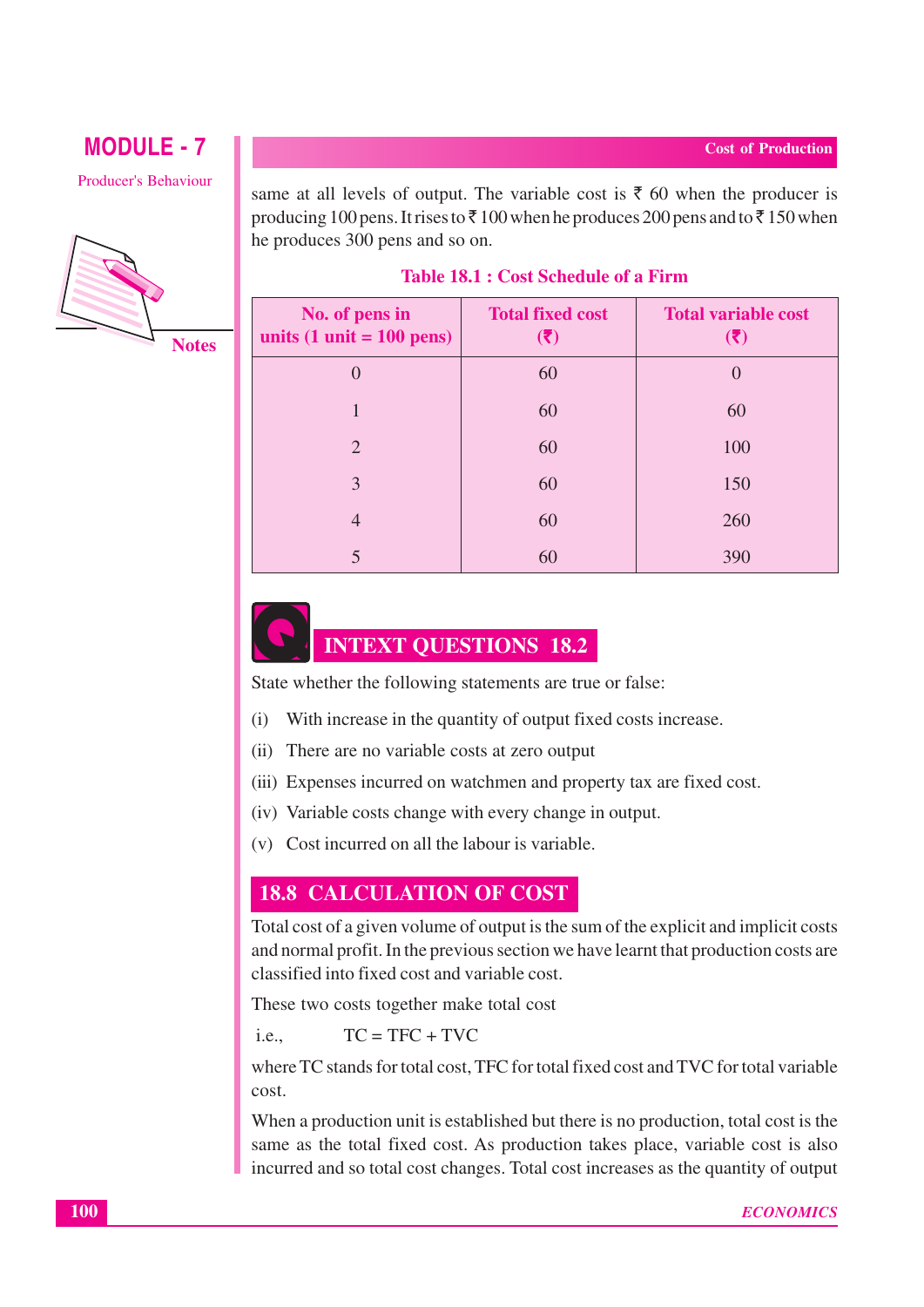same at all levels of output. The variable cost is ₹ 60 when the producer is producing 100 pens. It rises to ₹ 100 when he produces 200 pens and to ₹ 150 when he produces 300 pens and so on.

**Table 18.1 : Cost Schedule of a Firm**

| No. of pens in units (1 unit = 100 pens) | Total fixed cost (₹) | Total variable cost (₹) |
|---|---|---|
| 0 | 60 | 0 |
| 1 | 60 | 60 |
| 2 | 60 | 100 |
| 3 | 60 | 150 |
| 4 | 60 | 260 |
| 5 | 60 | 390 |

## INTEXT QUESTIONS 18.2

State whether the following statements are true or false:

(i) With increase in the quantity of output fixed costs increase.

(ii) There are no variable costs at zero output

(iii) Expenses incurred on watchmen and property tax are fixed cost.

(iv) Variable costs change with every change in output.

(v) Cost incurred on all the labour is variable.

## 18.8 CALCULATION OF COST

Total cost of a given volume of output is the sum of the explicit and implicit costs and normal profit. In the previous section we have learnt that production costs are classified into fixed cost and variable cost.

These two costs together make total cost

i.e., $TC = TFC + TVC$

where TC stands for total cost, TFC for total fixed cost and TVC for total variable cost.

When a production unit is established but there is no production, total cost is the same as the total fixed cost. As production takes place, variable cost is also incurred and so total cost changes. Total cost increases as the quantity of output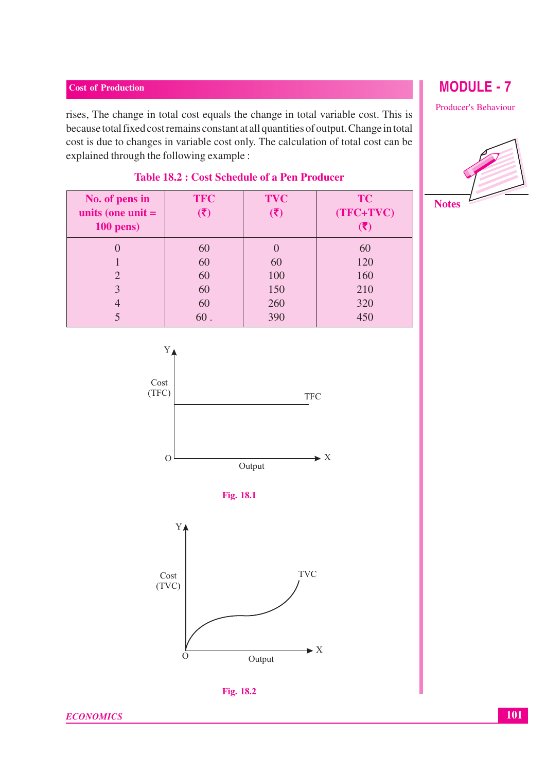rises, The change in total cost equals the change in total variable cost. This is because total fixed cost remains constant at all quantities of output. Change in total cost is due to changes in variable cost only. The calculation of total cost can be explained through the following example :

**Table 18.2 : Cost Schedule of a Pen Producer**

| No. of pens in units (one unit = 100 pens) | TFC (₹) | TVC (₹) | TC (TFC+TVC) (₹) |
|---|---|---|---|
| 0 | 60 | 0 | 60 |
| 1 | 60 | 60 | 120 |
| 2 | 60 | 100 | 160 |
| 3 | 60 | 150 | 210 |
| 4 | 60 | 260 | 320 |
| 5 | 60 . | 390 | 450 |

Fig. 18.1

Fig. 18.2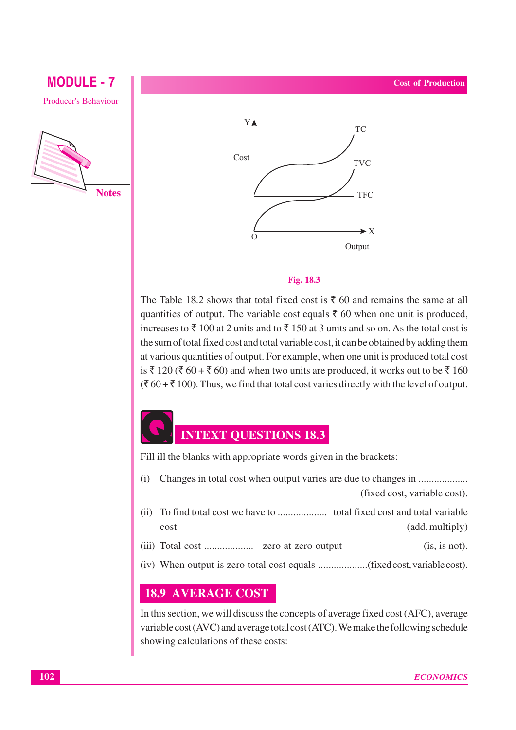Fig. 18.3

The Table 18.2 shows that total fixed cost is ₹ 60 and remains the same at all quantities of output. The variable cost equals ₹ 60 when one unit is produced, increases to ₹ 100 at 2 units and to ₹ 150 at 3 units and so on. As the total cost is the sum of total fixed cost and total variable cost, it can be obtained by adding them at various quantities of output. For example, when one unit is produced total cost is ₹ 120 (₹ 60 + ₹ 60) and when two units are produced, it works out to be ₹ 160 (₹ 60 + ₹ 100). Thus, we find that total cost varies directly with the level of output.

## INTEXT QUESTIONS 18.3

Fill ill the blanks with appropriate words given in the brackets:

(i) Changes in total cost when output varies are due to changes in .................. (fixed cost, variable cost).

(ii) To find total cost we have to .................. total fixed cost and total variable cost (add, multiply)

(iii) Total cost .................. zero at zero output (is, is not).

(iv) When output is zero total cost equals ..................(fixed cost, variable cost).

## 18.9 AVERAGE COST

In this section, we will discuss the concepts of average fixed cost (AFC), average variable cost (AVC) and average total cost (ATC). We make the following schedule showing calculations of these costs: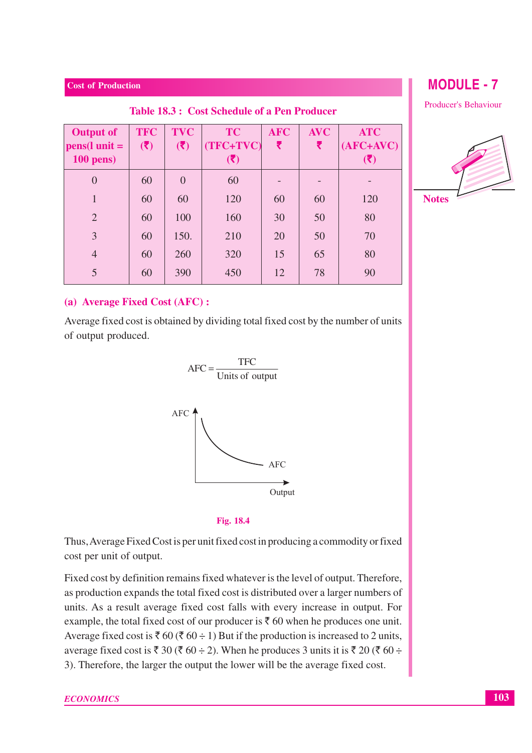**Table 18.3 : Cost Schedule of a Pen Producer**

| Output of pens(l unit = 100 pens) | TFC (₹) | TVC (₹) | TC (TFC+TVC) (₹) | AFC ₹ | AVC ₹ | ATC (AFC+AVC) (₹) |
|---|---|---|---|---|---|---|
| 0 | 60 | 0 | 60 | - | - | - |
| 1 | 60 | 60 | 120 | 60 | 60 | 120 |
| 2 | 60 | 100 | 160 | 30 | 50 | 80 |
| 3 | 60 | 150. | 210 | 20 | 50 | 70 |
| 4 | 60 | 260 | 320 | 15 | 65 | 80 |
| 5 | 60 | 390 | 450 | 12 | 78 | 90 |

### (a) Average Fixed Cost (AFC) :

Average fixed cost is obtained by dividing total fixed cost by the number of units of output produced.

$$AFC = \frac{TFC}{\text{Units of output}}$$

Fig. 18.4

Thus, Average Fixed Cost is per unit fixed cost in producing a commodity or fixed cost per unit of output.

Fixed cost by definition remains fixed whatever is the level of output. Therefore, as production expands the total fixed cost is distributed over a larger numbers of units. As a result average fixed cost falls with every increase in output. For example, the total fixed cost of our producer is ₹ 60 when he produces one unit. Average fixed cost is ₹ 60 (₹ 60 ÷ 1) But if the production is increased to 2 units, average fixed cost is ₹ 30 (₹ 60 ÷ 2). When he produces 3 units it is ₹ 20 (₹ 60 ÷ 3). Therefore, the larger the output the lower will be the average fixed cost.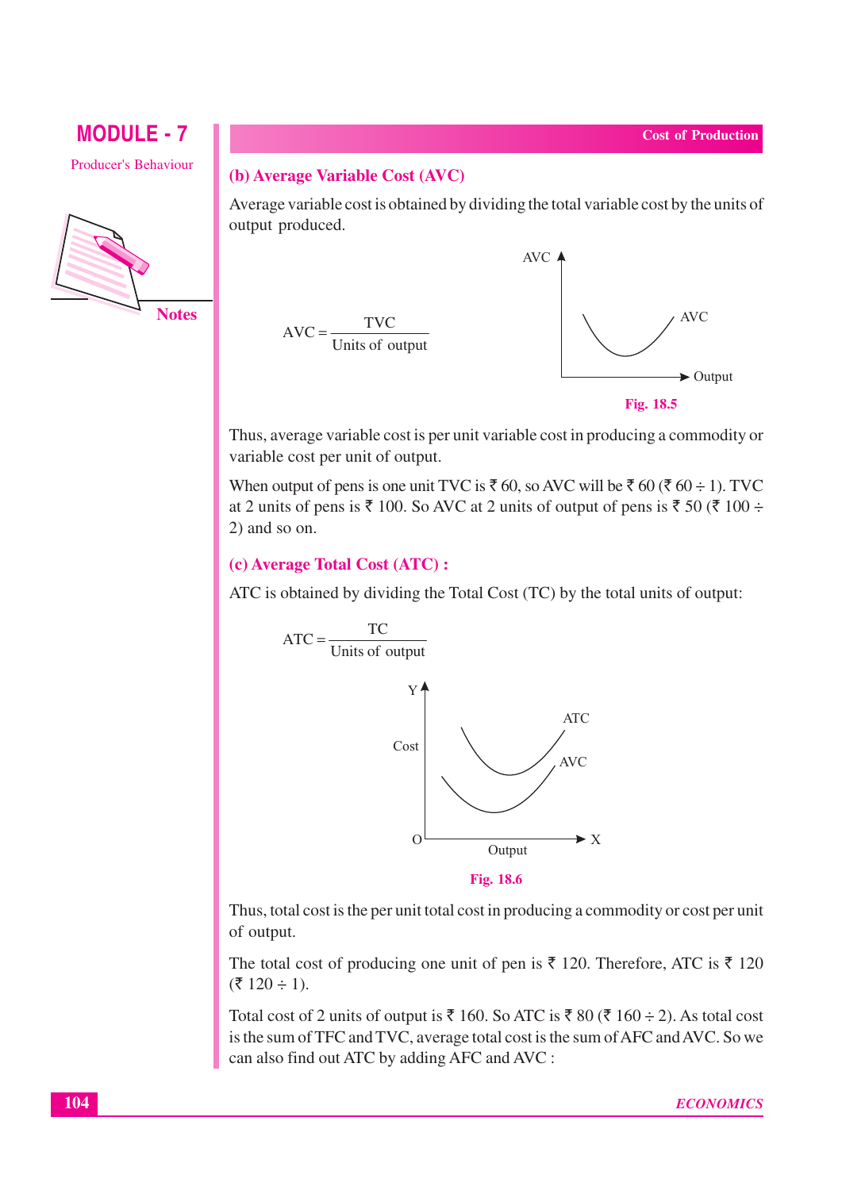### (b) Average Variable Cost (AVC)

Average variable cost is obtained by dividing the total variable cost by the units of output produced.

$$AVC = \frac{TVC}{\text{Units of output}}$$

Fig. 18.5

Thus, average variable cost is per unit variable cost in producing a commodity or variable cost per unit of output.

When output of pens is one unit TVC is ₹ 60, so AVC will be ₹ 60 (₹ 60 ÷ 1). TVC at 2 units of pens is ₹ 100. So AVC at 2 units of output of pens is ₹ 50 (₹ 100 ÷ 2) and so on.

### (c) Average Total Cost (ATC) :

ATC is obtained by dividing the Total Cost (TC) by the total units of output:

$$ATC = \frac{TC}{\text{Units of output}}$$

Fig. 18.6

Thus, total cost is the per unit total cost in producing a commodity or cost per unit of output.

The total cost of producing one unit of pen is ₹ 120. Therefore, ATC is ₹ 120 (₹ 120 ÷ 1).

Total cost of 2 units of output is ₹ 160. So ATC is ₹ 80 (₹ 160 ÷ 2). As total cost is the sum of TFC and TVC, average total cost is the sum of AFC and AVC. So we can also find out ATC by adding AFC and AVC :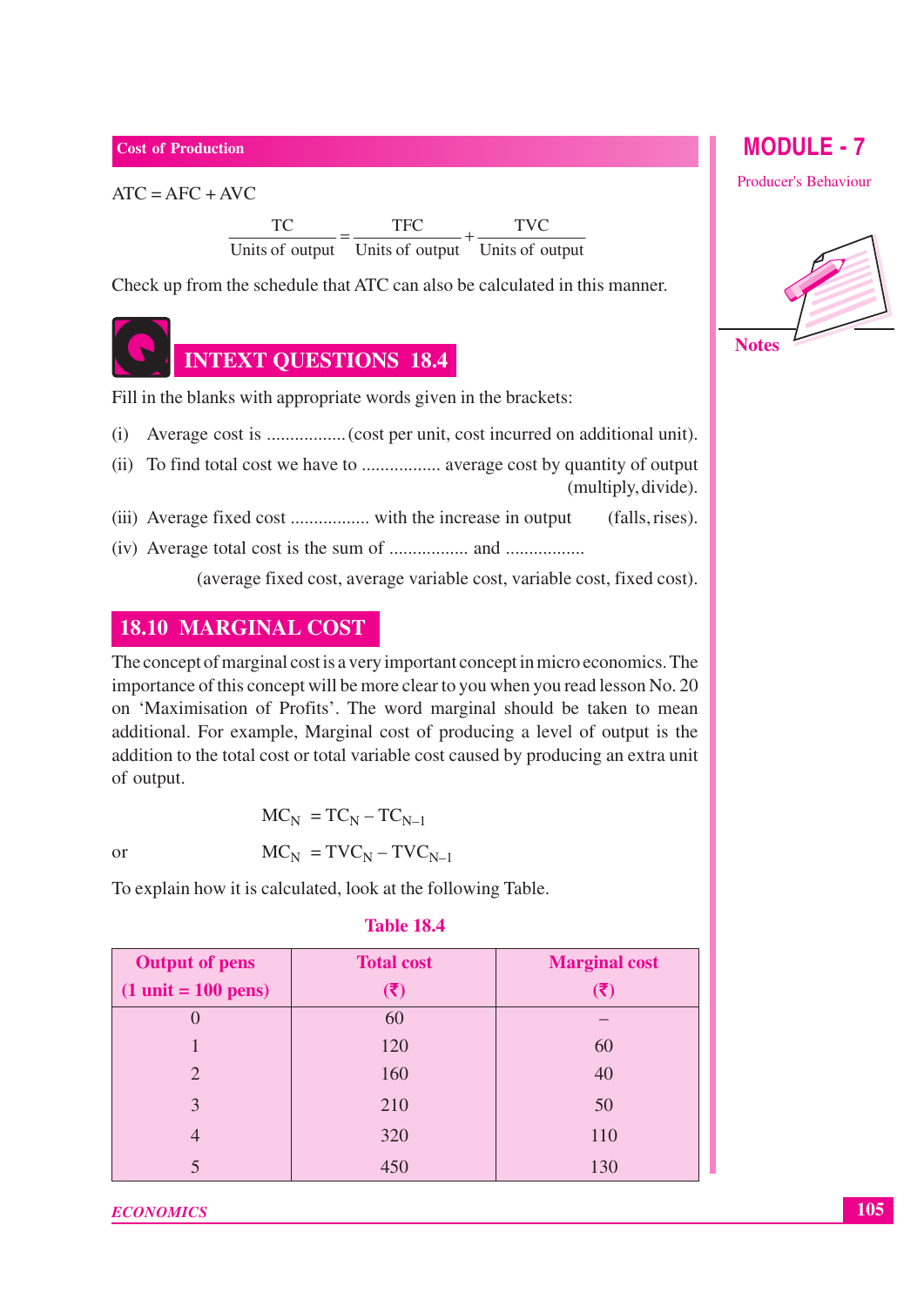ATC = AFC + AVC

$$\frac{TC}{\text{Units of output}} = \frac{TFC}{\text{Units of output}} + \frac{TVC}{\text{Units of output}}$$

Check up from the schedule that ATC can also be calculated in this manner.

## INTEXT QUESTIONS 18.4

Fill in the blanks with appropriate words given in the brackets:

(i) Average cost is ................. (cost per unit, cost incurred on additional unit).

(ii) To find total cost we have to ................. average cost by quantity of output (multiply, divide).

(iii) Average fixed cost ................. with the increase in output (falls, rises).

(iv) Average total cost is the sum of ................. and .................
(average fixed cost, average variable cost, variable cost, fixed cost).

## 18.10 MARGINAL COST

The concept of marginal cost is a very important concept in micro economics. The importance of this concept will be more clear to you when you read lesson No. 20 on 'Maximisation of Profits'. The word marginal should be taken to mean additional. For example, Marginal cost of producing a level of output is the addition to the total cost or total variable cost caused by producing an extra unit of output.

$$MC_N = TC_N - TC_{N-1}$$

or

$$MC_N = TVC_N - TVC_{N-1}$$

To explain how it is calculated, look at the following Table.

**Table 18.4**

| Output of pens (1 unit = 100 pens) | Total cost (₹) | Marginal cost (₹) |
|---|---|---|
| 0 | 60 | – |
| 1 | 120 | 60 |
| 2 | 160 | 40 |
| 3 | 210 | 50 |
| 4 | 320 | 110 |
| 5 | 450 | 130 |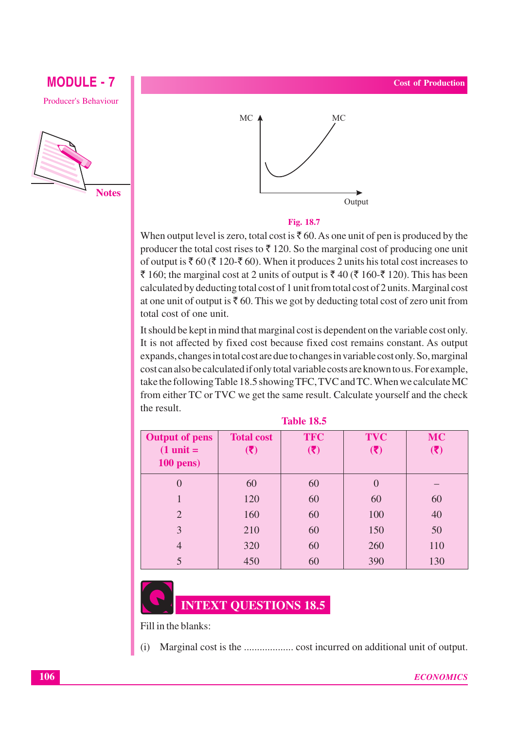MC

MC

Output

**Fig. 18.7**

When output level is zero, total cost is ₹ 60. As one unit of pen is produced by the producer the total cost rises to ₹ 120. So the marginal cost of producing one unit of output is ₹ 60 (₹ 120-₹ 60). When it produces 2 units his total cost increases to ₹ 160; the marginal cost at 2 units of output is ₹ 40 (₹ 160-₹ 120). This has been calculated by deducting total cost of 1 unit from total cost of 2 units. Marginal cost at one unit of output is ₹ 60. This we got by deducting total cost of zero unit from total cost of one unit.

It should be kept in mind that marginal cost is dependent on the variable cost only. It is not affected by fixed cost because fixed cost remains constant. As output expands, changes in total cost are due to changes in variable cost only. So, marginal cost can also be calculated if only total variable costs are known to us. For example, take the following Table 18.5 showing TFC, TVC and TC. When we calculate MC from either TC or TVC we get the same result. Calculate yourself and the check the result.

**Table 18.5**

| Output of pens (1 unit = 100 pens) | Total cost (₹) | TFC (₹) | TVC (₹) | MC (₹) |
|---|---|---|---|---|
| 0 | 60 | 60 | 0 | – |
| 1 | 120 | 60 | 60 | 60 |
| 2 | 160 | 60 | 100 | 40 |
| 3 | 210 | 60 | 150 | 50 |
| 4 | 320 | 60 | 260 | 110 |
| 5 | 450 | 60 | 390 | 130 |

## INTEXT QUESTIONS 18.5

Fill in the blanks:

(i) Marginal cost is the .................. cost incurred on additional unit of output.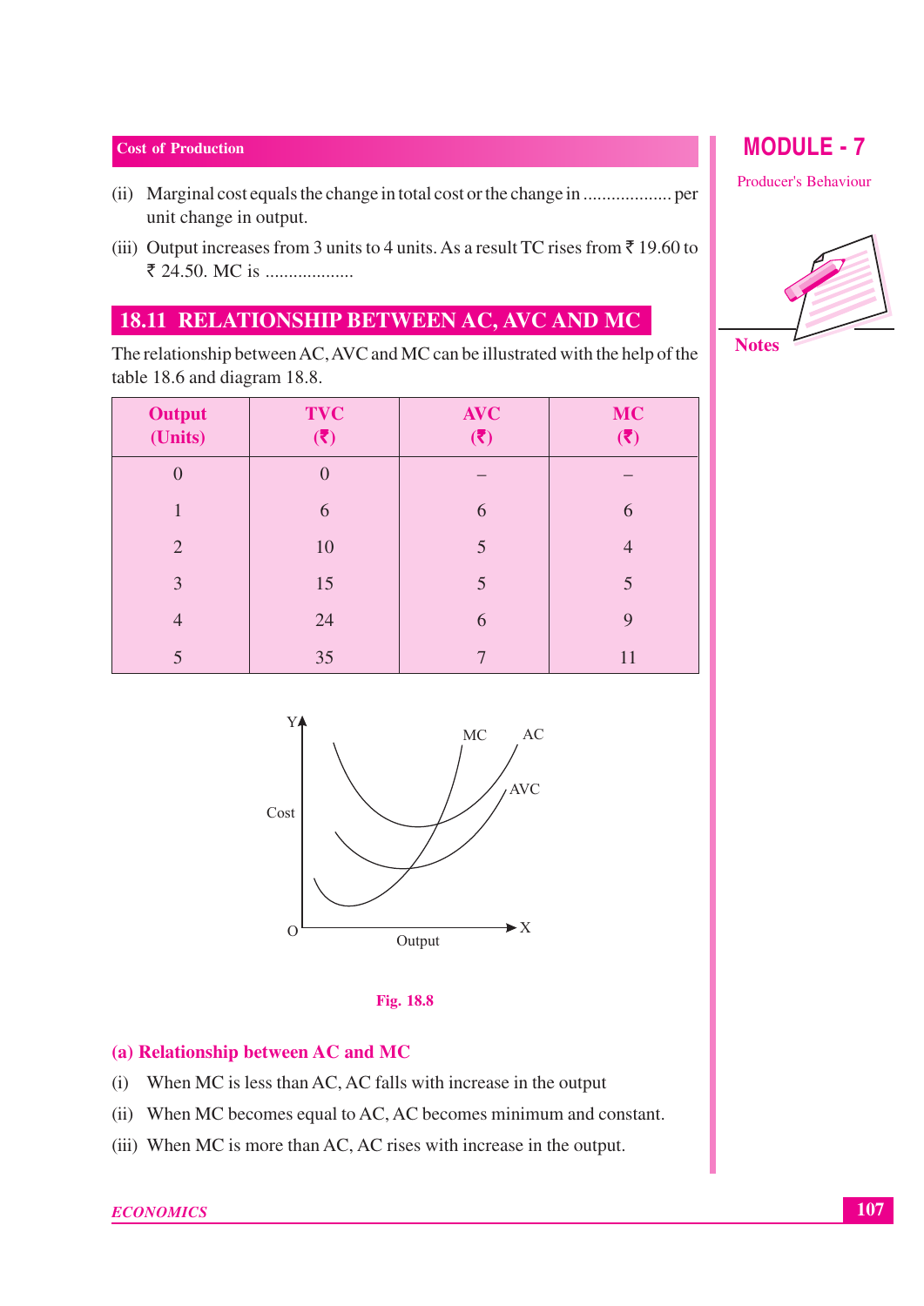(ii) Marginal cost equals the change in total cost or the change in .................. per unit change in output.

(iii) Output increases from 3 units to 4 units. As a result TC rises from ₹ 19.60 to ₹ 24.50. MC is ..................

## 18.11 RELATIONSHIP BETWEEN AC, AVC AND MC

The relationship between AC, AVC and MC can be illustrated with the help of the table 18.6 and diagram 18.8.

| Output (Units) | TVC (₹) | AVC (₹) | MC (₹) |
|---|---|---|---|
| 0 | 0 | – | – |
| 1 | 6 | 6 | 6 |
| 2 | 10 | 5 | 4 |
| 3 | 15 | 5 | 5 |
| 4 | 24 | 6 | 9 |
| 5 | 35 | 7 | 11 |

Fig. 18.8

### (a) Relationship between AC and MC

(i) When MC is less than AC, AC falls with increase in the output

(ii) When MC becomes equal to AC, AC becomes minimum and constant.

(iii) When MC is more than AC, AC rises with increase in the output.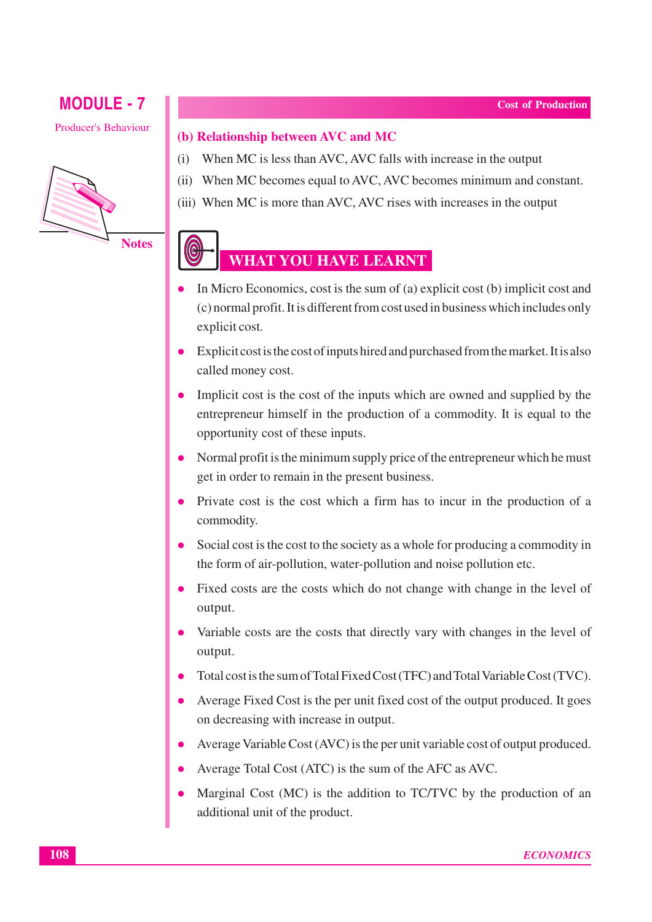### (b) Relationship between AVC and MC

(i) When MC is less than AVC, AVC falls with increase in the output

(ii) When MC becomes equal to AVC, AVC becomes minimum and constant.

(iii) When MC is more than AVC, AVC rises with increases in the output

## WHAT YOU HAVE LEARNT

- In Micro Economics, cost is the sum of (a) explicit cost (b) implicit cost and (c) normal profit. It is different from cost used in business which includes only explicit cost.
- Explicit cost is the cost of inputs hired and purchased from the market. It is also called money cost.
- Implicit cost is the cost of the inputs which are owned and supplied by the entrepreneur himself in the production of a commodity. It is equal to the opportunity cost of these inputs.
- Normal profit is the minimum supply price of the entrepreneur which he must get in order to remain in the present business.
- Private cost is the cost which a firm has to incur in the production of a commodity.
- Social cost is the cost to the society as a whole for producing a commodity in the form of air-pollution, water-pollution and noise pollution etc.
- Fixed costs are the costs which do not change with change in the level of output.
- Variable costs are the costs that directly vary with changes in the level of output.
- Total cost is the sum of Total Fixed Cost (TFC) and Total Variable Cost (TVC).
- Average Fixed Cost is the per unit fixed cost of the output produced. It goes on decreasing with increase in output.
- Average Variable Cost (AVC) is the per unit variable cost of output produced.
- Average Total Cost (ATC) is the sum of the AFC as AVC.
- Marginal Cost (MC) is the addition to TC/TVC by the production of an additional unit of the product.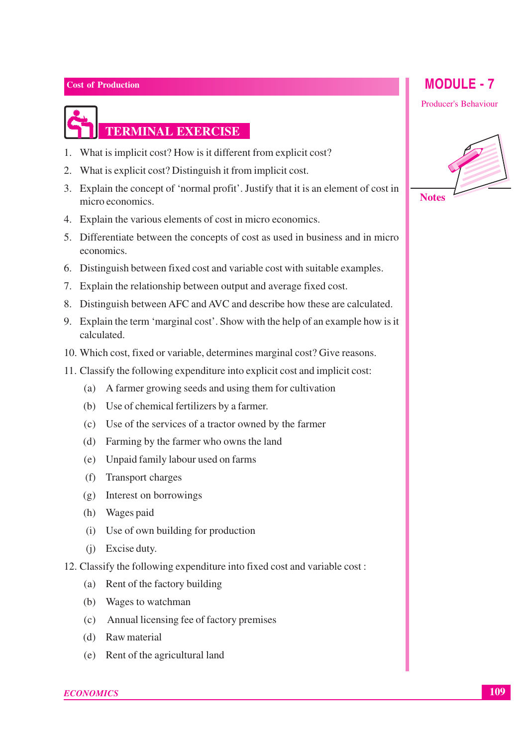## TERMINAL EXERCISE

1. What is implicit cost? How is it different from explicit cost?
2. What is explicit cost? Distinguish it from implicit cost.
3. Explain the concept of 'normal profit'. Justify that it is an element of cost in micro economics.
4. Explain the various elements of cost in micro economics.
5. Differentiate between the concepts of cost as used in business and in micro economics.
6. Distinguish between fixed cost and variable cost with suitable examples.
7. Explain the relationship between output and average fixed cost.
8. Distinguish between AFC and AVC and describe how these are calculated.
9. Explain the term 'marginal cost'. Show with the help of an example how is it calculated.
10. Which cost, fixed or variable, determines marginal cost? Give reasons.
11. Classify the following expenditure into explicit cost and implicit cost:
    (a) A farmer growing seeds and using them for cultivation
    (b) Use of chemical fertilizers by a farmer.
    (c) Use of the services of a tractor owned by the farmer
    (d) Farming by the farmer who owns the land
    (e) Unpaid family labour used on farms
    (f) Transport charges
    (g) Interest on borrowings
    (h) Wages paid
    (i) Use of own building for production
    (j) Excise duty.
12. Classify the following expenditure into fixed cost and variable cost :
    (a) Rent of the factory building
    (b) Wages to watchman
    (c) Annual licensing fee of factory premises
    (d) Raw material
    (e) Rent of the agricultural land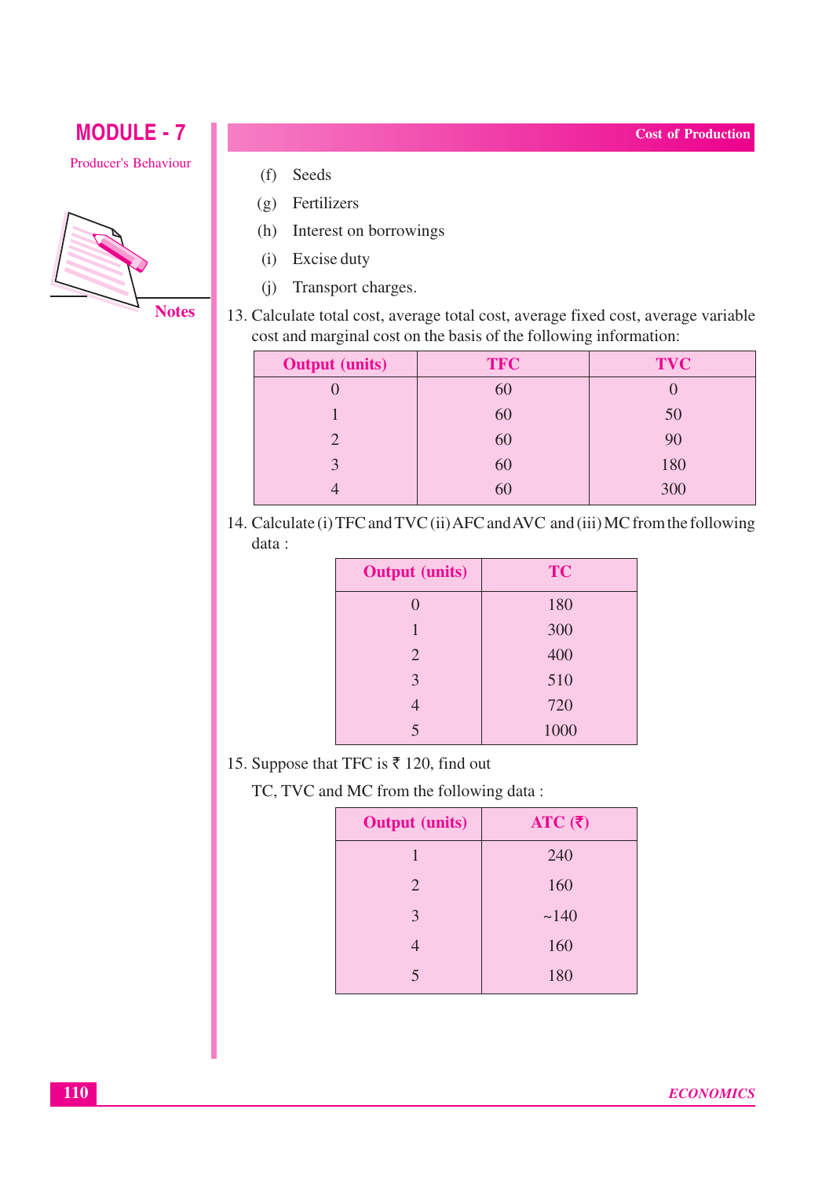(f) Seeds

(g) Fertilizers

(h) Interest on borrowings

(i) Excise duty

(j) Transport charges.

13. Calculate total cost, average total cost, average fixed cost, average variable cost and marginal cost on the basis of the following information:

| Output (units) | TFC | TVC |
|---|---|---|
| 0 | 60 | 0 |
| 1 | 60 | 50 |
| 2 | 60 | 90 |
| 3 | 60 | 180 |
| 4 | 60 | 300 |

14. Calculate (i) TFC and TVC (ii) AFC and AVC and (iii) MC from the following data :

| Output (units) | TC |
|---|---|
| 0 | 180 |
| 1 | 300 |
| 2 | 400 |
| 3 | 510 |
| 4 | 720 |
| 5 | 1000 |

15. Suppose that TFC is ₹ 120, find out

    TC, TVC and MC from the following data :

| Output (units) | ATC (₹) |
|---|---|
| 1 | 240 |
| 2 | 160 |
| 3 | ~140 |
| 4 | 160 |
| 5 | 180 |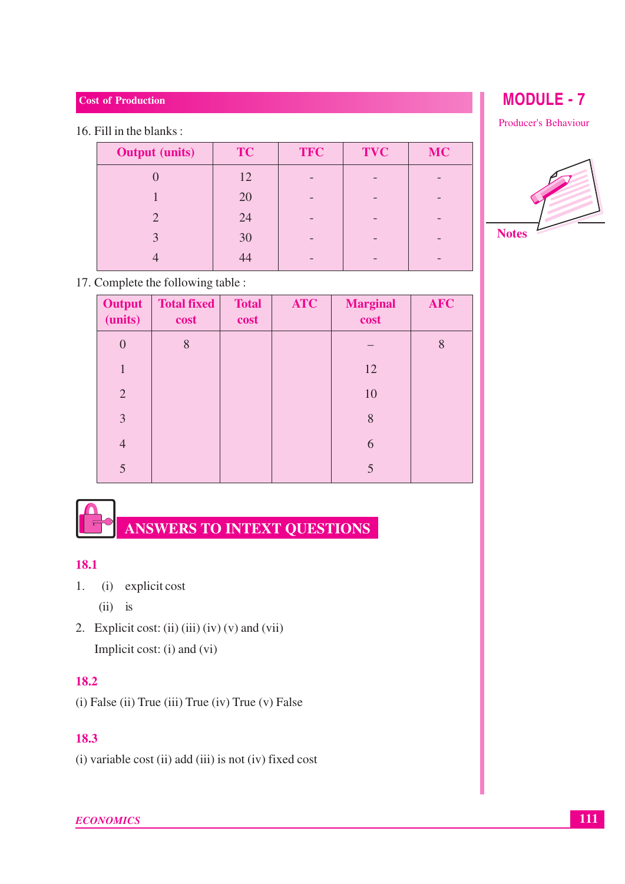16. Fill in the blanks :

| Output (units) | TC | TFC | TVC | MC |
|---|---|---|---|---|
| 0 | 12 | - | - | - |
| 1 | 20 | - | - | - |
| 2 | 24 | - | - | - |
| 3 | 30 | - | - | - |
| 4 | 44 | - | - | - |

17. Complete the following table :

| Output (units) | Total fixed cost | Total cost | ATC | Marginal cost | AFC |
|---|---|---|---|---|---|
| 0 | 8 | | | – | 8 |
| 1 | | | | 12 | |
| 2 | | | | 10 | |
| 3 | | | | 8 | |
| 4 | | | | 6 | |
| 5 | | | | 5 | |

## ANSWERS TO INTEXT QUESTIONS

### 18.1

1. (i) explicit cost

   (ii) is

2. Explicit cost: (ii) (iii) (iv) (v) and (vii)

   Implicit cost: (i) and (vi)

### 18.2

(i) False (ii) True (iii) True (iv) True (v) False

### 18.3

(i) variable cost (ii) add (iii) is not (iv) fixed cost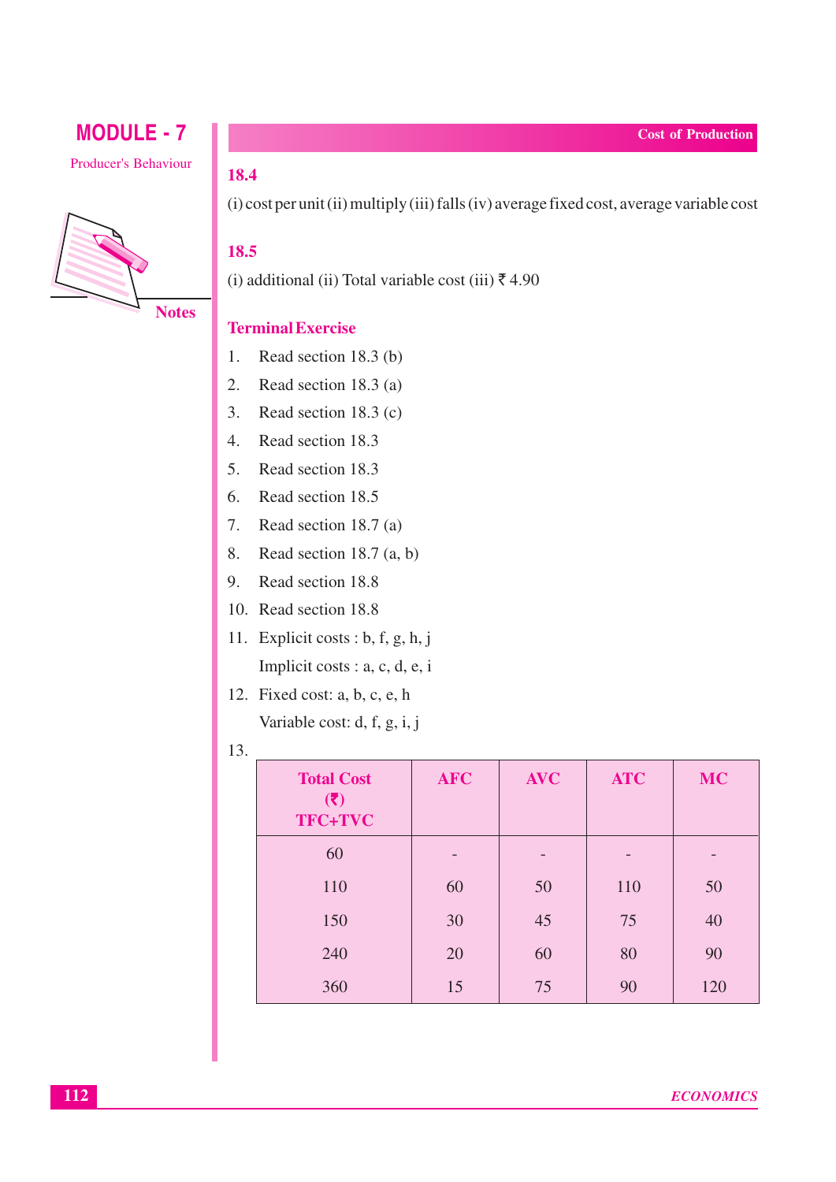## 18.4

(i) cost per unit (ii) multiply (iii) falls (iv) average fixed cost, average variable cost

## 18.5

(i) additional (ii) Total variable cost (iii) ₹ 4.90

## Terminal Exercise

1. Read section 18.3 (b)
2. Read section 18.3 (a)
3. Read section 18.3 (c)
4. Read section 18.3
5. Read section 18.3
6. Read section 18.5
7. Read section 18.7 (a)
8. Read section 18.7 (a, b)
9. Read section 18.8
10. Read section 18.8
11. Explicit costs : b, f, g, h, j

    Implicit costs : a, c, d, e, i
12. Fixed cost: a, b, c, e, h

    Variable cost: d, f, g, i, j
13.

| Total Cost (₹) TFC+TVC | AFC | AVC | ATC | MC |
|---|---|---|---|---|
| 60 | - | - | - | - |
| 110 | 60 | 50 | 110 | 50 |
| 150 | 30 | 45 | 75 | 40 |
| 240 | 20 | 60 | 80 | 90 |
| 360 | 15 | 75 | 90 | 120 |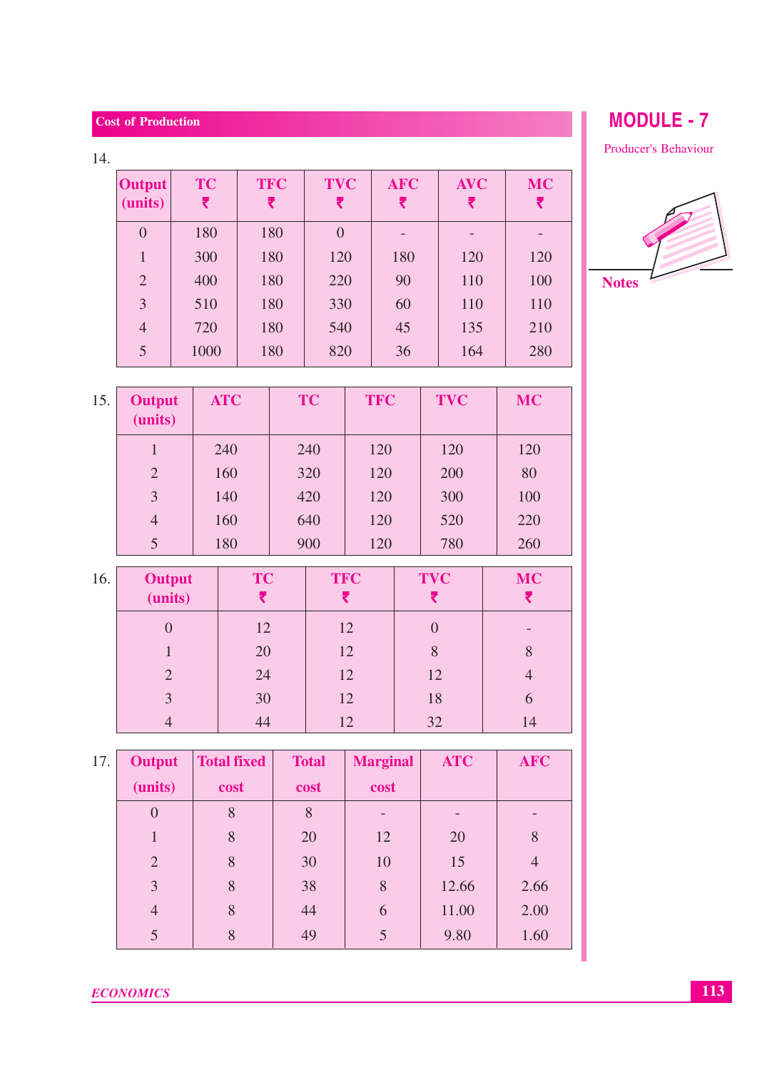14.

| Output (units) | TC ₹ | TFC ₹ | TVC ₹ | AFC ₹ | AVC ₹ | MC ₹ |
|---|---|---|---|---|---|---|
| 0 | 180 | 180 | 0 | - | - | - |
| 1 | 300 | 180 | 120 | 180 | 120 | 120 |
| 2 | 400 | 180 | 220 | 90 | 110 | 100 |
| 3 | 510 | 180 | 330 | 60 | 110 | 110 |
| 4 | 720 | 180 | 540 | 45 | 135 | 210 |
| 5 | 1000 | 180 | 820 | 36 | 164 | 280 |

15.

| Output (units) | ATC | TC | TFC | TVC | MC |
|---|---|---|---|---|---|
| 1 | 240 | 240 | 120 | 120 | 120 |
| 2 | 160 | 320 | 120 | 200 | 80 |
| 3 | 140 | 420 | 120 | 300 | 100 |
| 4 | 160 | 640 | 120 | 520 | 220 |
| 5 | 180 | 900 | 120 | 780 | 260 |

16.

| Output (units) | TC ₹ | TFC ₹ | TVC ₹ | MC ₹ |
|---|---|---|---|---|
| 0 | 12 | 12 | 0 | - |
| 1 | 20 | 12 | 8 | 8 |
| 2 | 24 | 12 | 12 | 4 |
| 3 | 30 | 12 | 18 | 6 |
| 4 | 44 | 12 | 32 | 14 |

17.

| Output (units) | Total fixed cost | Total cost | Marginal cost | ATC | AFC |
|---|---|---|---|---|---|
| 0 | 8 | 8 | - | - | - |
| 1 | 8 | 20 | 12 | 20 | 8 |
| 2 | 8 | 30 | 10 | 15 | 4 |
| 3 | 8 | 38 | 8 | 12.66 | 2.66 |
| 4 | 8 | 44 | 6 | 11.00 | 2.00 |
| 5 | 8 | 49 | 5 | 9.80 | 1.60 |